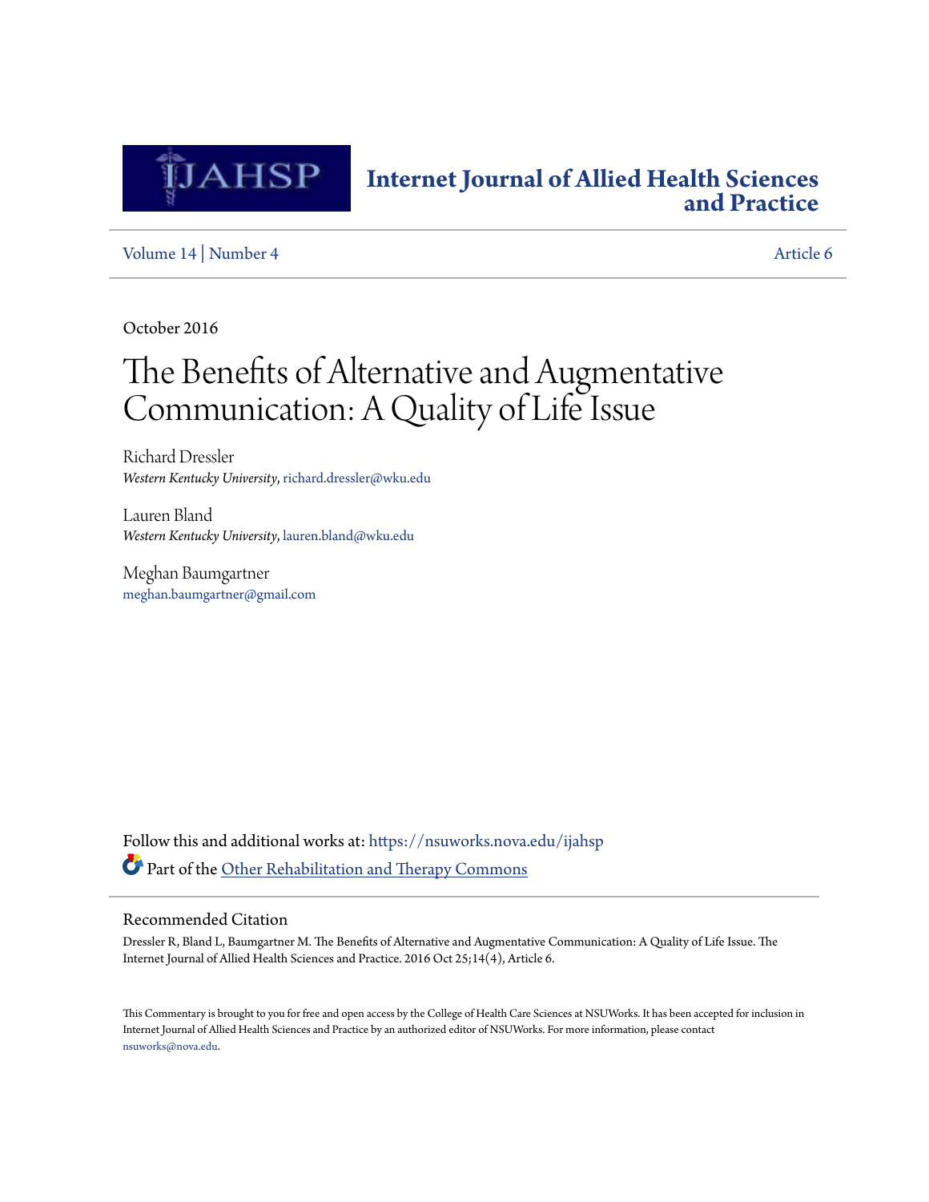# Internet Journal of Allied Health Sciences and Practice

Volume 14 | Number 4 Article 6

October 2016

# The Benefits of Alternative and Augmentative Communication: A Quality of Life Issue

Richard Dressler
*Western Kentucky University*, richard.dressler@wku.edu

Lauren Bland
*Western Kentucky University*, lauren.bland@wku.edu

Meghan Baumgartner
meghan.baumgartner@gmail.com

Follow this and additional works at: https://nsuworks.nova.edu/ijahsp

Part of the Other Rehabilitation and Therapy Commons

## Recommended Citation

Dressler R, Bland L, Baumgartner M. The Benefits of Alternative and Augmentative Communication: A Quality of Life Issue. The Internet Journal of Allied Health Sciences and Practice. 2016 Oct 25;14(4), Article 6.

This Commentary is brought to you for free and open access by the College of Health Care Sciences at NSUWorks. It has been accepted for inclusion in Internet Journal of Allied Health Sciences and Practice by an authorized editor of NSUWorks. For more information, please contact nsuworks@nova.edu.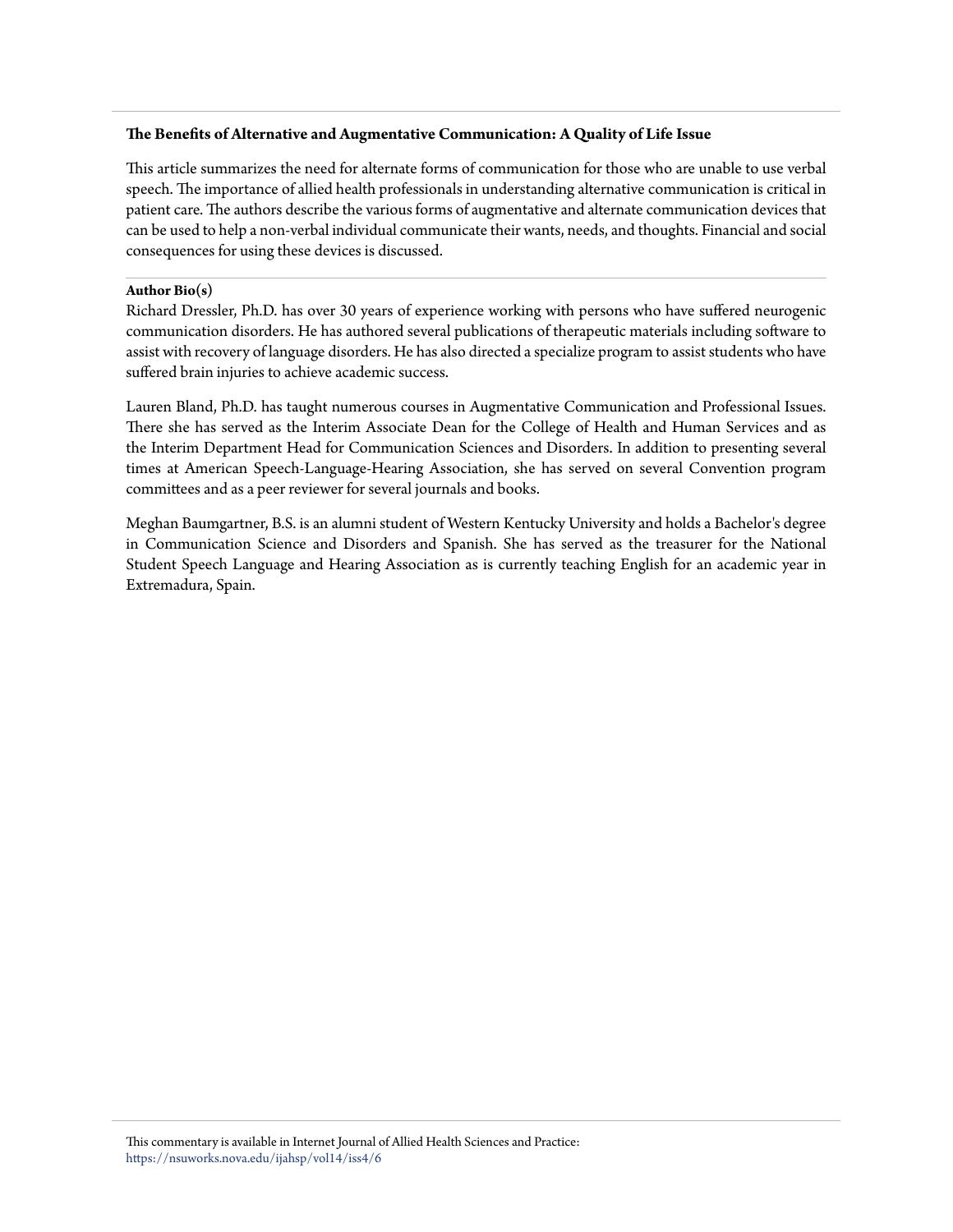**The Benefits of Alternative and Augmentative Communication: A Quality of Life Issue**

This article summarizes the need for alternate forms of communication for those who are unable to use verbal speech. The importance of allied health professionals in understanding alternative communication is critical in patient care. The authors describe the various forms of augmentative and alternate communication devices that can be used to help a non-verbal individual communicate their wants, needs, and thoughts. Financial and social consequences for using these devices is discussed.

**Author Bio(s)**

Richard Dressler, Ph.D. has over 30 years of experience working with persons who have suffered neurogenic communication disorders. He has authored several publications of therapeutic materials including software to assist with recovery of language disorders. He has also directed a specialize program to assist students who have suffered brain injuries to achieve academic success.

Lauren Bland, Ph.D. has taught numerous courses in Augmentative Communication and Professional Issues. There she has served as the Interim Associate Dean for the College of Health and Human Services and as the Interim Department Head for Communication Sciences and Disorders. In addition to presenting several times at American Speech-Language-Hearing Association, she has served on several Convention program committees and as a peer reviewer for several journals and books.

Meghan Baumgartner, B.S. is an alumni student of Western Kentucky University and holds a Bachelor's degree in Communication Science and Disorders and Spanish. She has served as the treasurer for the National Student Speech Language and Hearing Association as is currently teaching English for an academic year in Extremadura, Spain.

This commentary is available in Internet Journal of Allied Health Sciences and Practice: https://nsuworks.nova.edu/ijahsp/vol14/iss4/6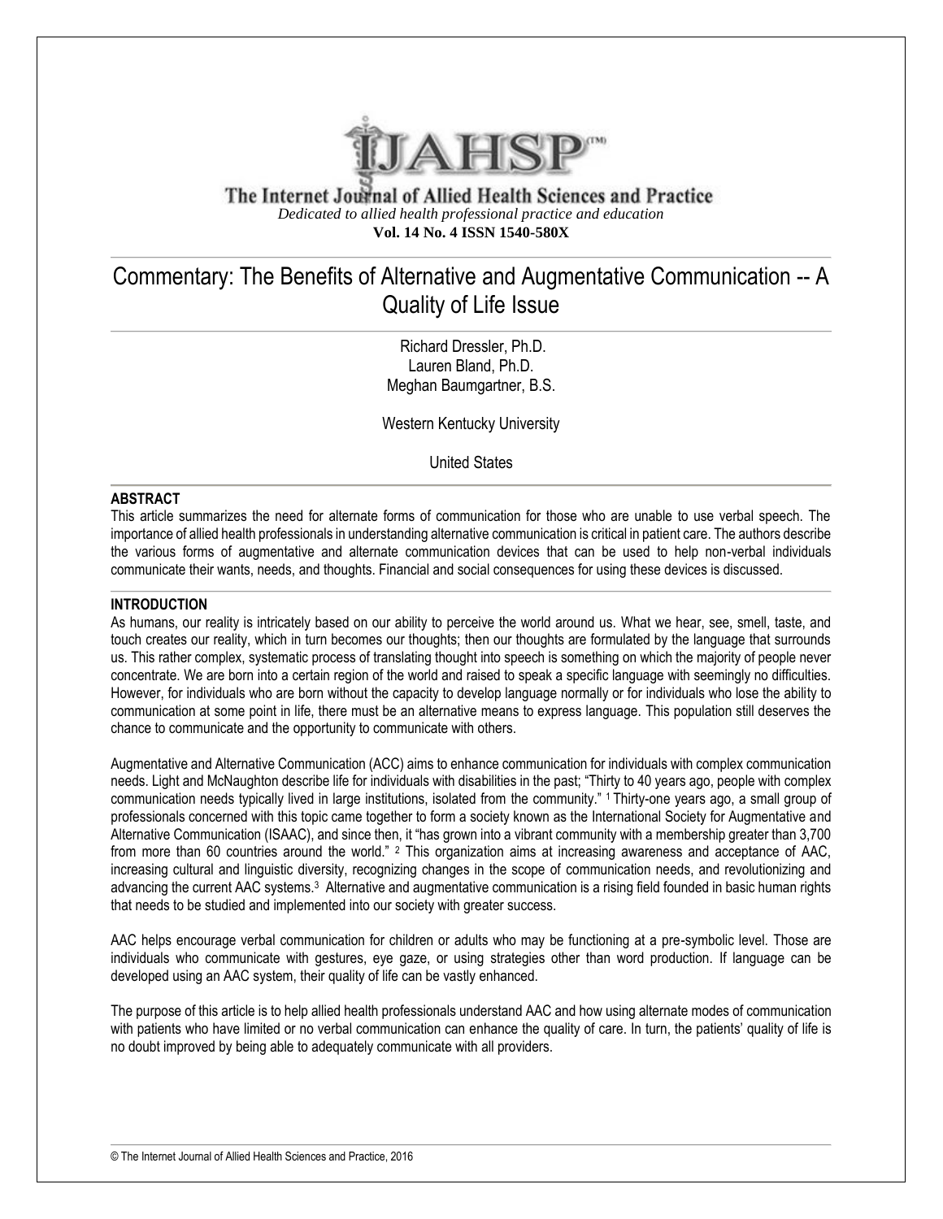# The Internet Journal of Allied Health Sciences and Practice

*Dedicated to allied health professional practice and education*

**Vol. 14 No. 4 ISSN 1540-580X**

# Commentary: The Benefits of Alternative and Augmentative Communication -- A Quality of Life Issue

Richard Dressler, Ph.D.
Lauren Bland, Ph.D.
Meghan Baumgartner, B.S.

Western Kentucky University

United States

## ABSTRACT

This article summarizes the need for alternate forms of communication for those who are unable to use verbal speech. The importance of allied health professionals in understanding alternative communication is critical in patient care. The authors describe the various forms of augmentative and alternate communication devices that can be used to help non-verbal individuals communicate their wants, needs, and thoughts. Financial and social consequences for using these devices is discussed.

## INTRODUCTION

As humans, our reality is intricately based on our ability to perceive the world around us. What we hear, see, smell, taste, and touch creates our reality, which in turn becomes our thoughts; then our thoughts are formulated by the language that surrounds us. This rather complex, systematic process of translating thought into speech is something on which the majority of people never concentrate. We are born into a certain region of the world and raised to speak a specific language with seemingly no difficulties. However, for individuals who are born without the capacity to develop language normally or for individuals who lose the ability to communication at some point in life, there must be an alternative means to express language. This population still deserves the chance to communicate and the opportunity to communicate with others.

Augmentative and Alternative Communication (ACC) aims to enhance communication for individuals with complex communication needs. Light and McNaughton describe life for individuals with disabilities in the past; "Thirty to 40 years ago, people with complex communication needs typically lived in large institutions, isolated from the community." [1] Thirty-one years ago, a small group of professionals concerned with this topic came together to form a society known as the International Society for Augmentative and Alternative Communication (ISAAC), and since then, it "has grown into a vibrant community with a membership greater than 3,700 from more than 60 countries around the world." [2] This organization aims at increasing awareness and acceptance of AAC, increasing cultural and linguistic diversity, recognizing changes in the scope of communication needs, and revolutionizing and advancing the current AAC systems.[3] Alternative and augmentative communication is a rising field founded in basic human rights that needs to be studied and implemented into our society with greater success.

AAC helps encourage verbal communication for children or adults who may be functioning at a pre-symbolic level. Those are individuals who communicate with gestures, eye gaze, or using strategies other than word production. If language can be developed using an AAC system, their quality of life can be vastly enhanced.

The purpose of this article is to help allied health professionals understand AAC and how using alternate modes of communication with patients who have limited or no verbal communication can enhance the quality of care. In turn, the patients' quality of life is no doubt improved by being able to adequately communicate with all providers.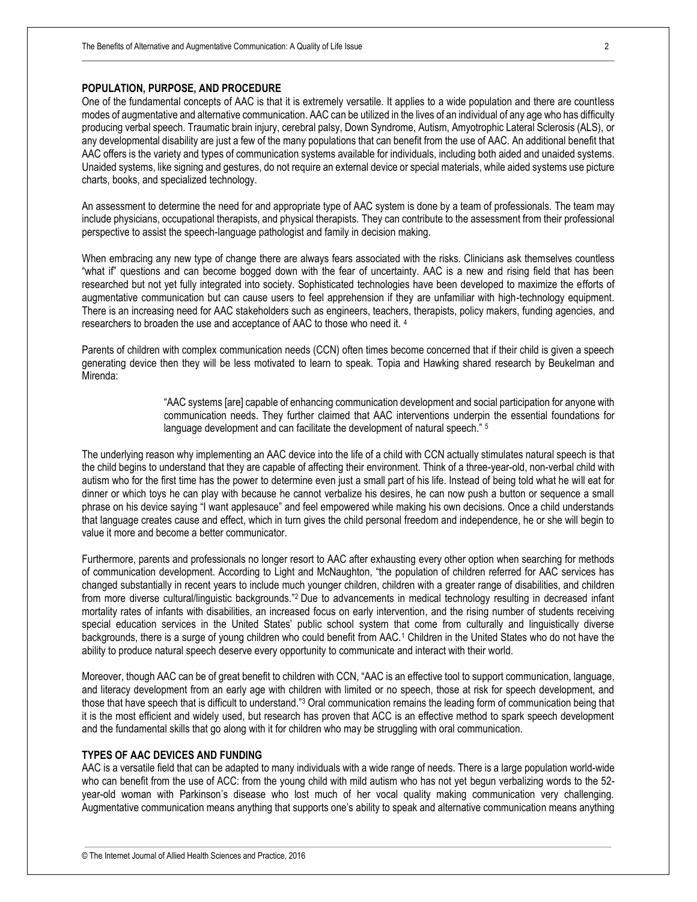## POPULATION, PURPOSE, AND PROCEDURE

One of the fundamental concepts of AAC is that it is extremely versatile. It applies to a wide population and there are countless modes of augmentative and alternative communication. AAC can be utilized in the lives of an individual of any age who has difficulty producing verbal speech. Traumatic brain injury, cerebral palsy, Down Syndrome, Autism, Amyotrophic Lateral Sclerosis (ALS), or any developmental disability are just a few of the many populations that can benefit from the use of AAC. An additional benefit that AAC offers is the variety and types of communication systems available for individuals, including both aided and unaided systems. Unaided systems, like signing and gestures, do not require an external device or special materials, while aided systems use picture charts, books, and specialized technology.

An assessment to determine the need for and appropriate type of AAC system is done by a team of professionals. The team may include physicians, occupational therapists, and physical therapists. They can contribute to the assessment from their professional perspective to assist the speech-language pathologist and family in decision making.

When embracing any new type of change there are always fears associated with the risks. Clinicians ask themselves countless "what if" questions and can become bogged down with the fear of uncertainty. AAC is a new and rising field that has been researched but not yet fully integrated into society. Sophisticated technologies have been developed to maximize the efforts of augmentative communication but can cause users to feel apprehension if they are unfamiliar with high-technology equipment. There is an increasing need for AAC stakeholders such as engineers, teachers, therapists, policy makers, funding agencies, and researchers to broaden the use and acceptance of AAC to those who need it. [4]

Parents of children with complex communication needs (CCN) often times become concerned that if their child is given a speech generating device then they will be less motivated to learn to speak. Topia and Hawking shared research by Beukelman and Mirenda:

> "AAC systems [are] capable of enhancing communication development and social participation for anyone with communication needs. They further claimed that AAC interventions underpin the essential foundations for language development and can facilitate the development of natural speech." [5]

The underlying reason why implementing an AAC device into the life of a child with CCN actually stimulates natural speech is that the child begins to understand that they are capable of affecting their environment. Think of a three-year-old, non-verbal child with autism who for the first time has the power to determine even just a small part of his life. Instead of being told what he will eat for dinner or which toys he can play with because he cannot verbalize his desires, he can now push a button or sequence a small phrase on his device saying "I want applesauce" and feel empowered while making his own decisions. Once a child understands that language creates cause and effect, which in turn gives the child personal freedom and independence, he or she will begin to value it more and become a better communicator.

Furthermore, parents and professionals no longer resort to AAC after exhausting every other option when searching for methods of communication development. According to Light and McNaughton, "the population of children referred for AAC services has changed substantially in recent years to include much younger children, children with a greater range of disabilities, and children from more diverse cultural/linguistic backgrounds."[2] Due to advancements in medical technology resulting in decreased infant mortality rates of infants with disabilities, an increased focus on early intervention, and the rising number of students receiving special education services in the United States' public school system that come from culturally and linguistically diverse backgrounds, there is a surge of young children who could benefit from AAC.[1] Children in the United States who do not have the ability to produce natural speech deserve every opportunity to communicate and interact with their world.

Moreover, though AAC can be of great benefit to children with CCN, "AAC is an effective tool to support communication, language, and literacy development from an early age with children with limited or no speech, those at risk for speech development, and those that have speech that is difficult to understand."[3] Oral communication remains the leading form of communication being that it is the most efficient and widely used, but research has proven that ACC is an effective method to spark speech development and the fundamental skills that go along with it for children who may be struggling with oral communication.

## TYPES OF AAC DEVICES AND FUNDING

AAC is a versatile field that can be adapted to many individuals with a wide range of needs. There is a large population world-wide who can benefit from the use of ACC: from the young child with mild autism who has not yet begun verbalizing words to the 52-year-old woman with Parkinson's disease who lost much of her vocal quality making communication very challenging. Augmentative communication means anything that supports one's ability to speak and alternative communication means anything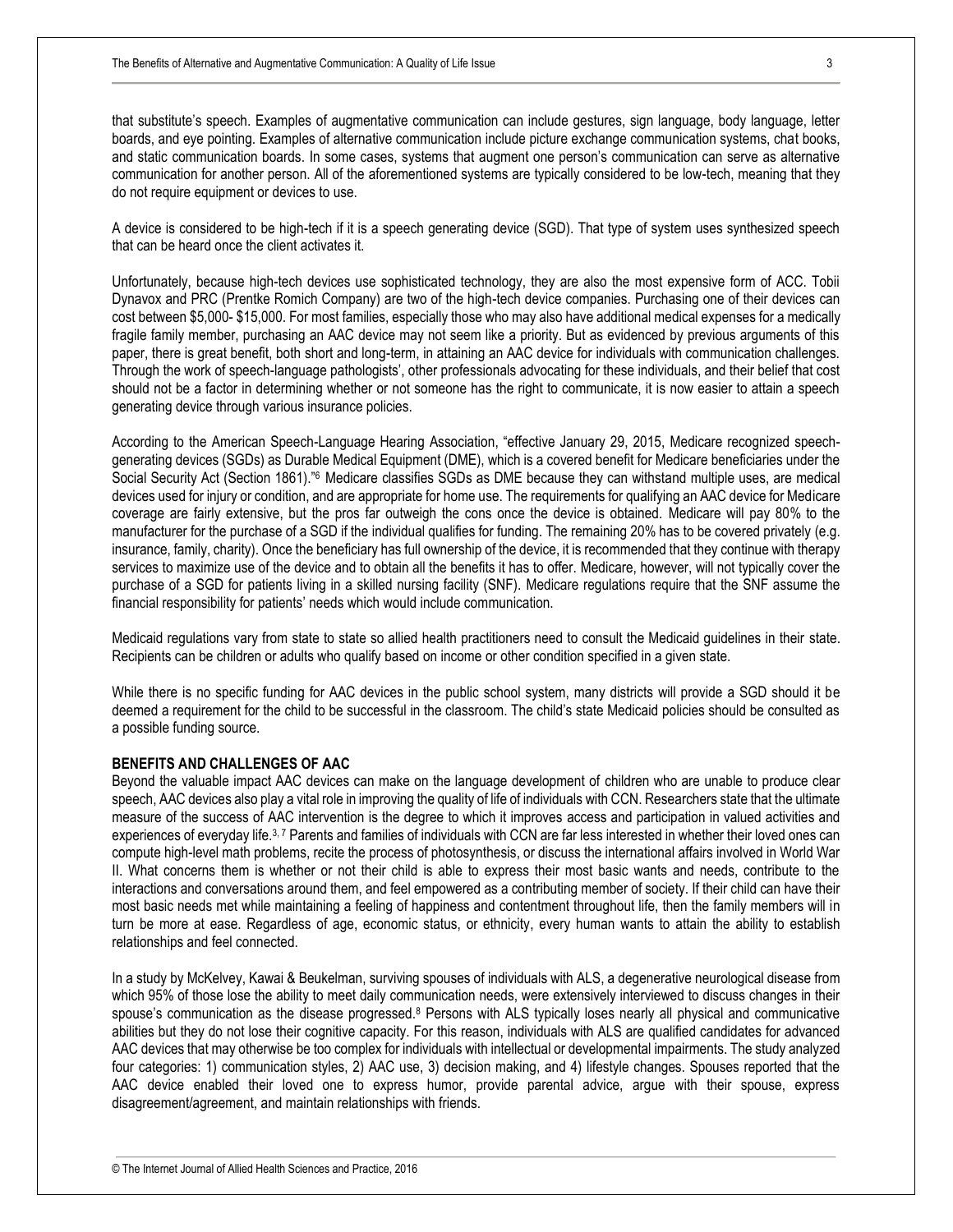that substitute's speech. Examples of augmentative communication can include gestures, sign language, body language, letter boards, and eye pointing. Examples of alternative communication include picture exchange communication systems, chat books, and static communication boards. In some cases, systems that augment one person's communication can serve as alternative communication for another person. All of the aforementioned systems are typically considered to be low-tech, meaning that they do not require equipment or devices to use.

A device is considered to be high-tech if it is a speech generating device (SGD). That type of system uses synthesized speech that can be heard once the client activates it.

Unfortunately, because high-tech devices use sophisticated technology, they are also the most expensive form of ACC. Tobii Dynavox and PRC (Prentke Romich Company) are two of the high-tech device companies. Purchasing one of their devices can cost between $5,000- $15,000. For most families, especially those who may also have additional medical expenses for a medically fragile family member, purchasing an AAC device may not seem like a priority. But as evidenced by previous arguments of this paper, there is great benefit, both short and long-term, in attaining an AAC device for individuals with communication challenges. Through the work of speech-language pathologists', other professionals advocating for these individuals, and their belief that cost should not be a factor in determining whether or not someone has the right to communicate, it is now easier to attain a speech generating device through various insurance policies.

According to the American Speech-Language Hearing Association, "effective January 29, 2015, Medicare recognized speech-generating devices (SGDs) as Durable Medical Equipment (DME), which is a covered benefit for Medicare beneficiaries under the Social Security Act (Section 1861)."[6] Medicare classifies SGDs as DME because they can withstand multiple uses, are medical devices used for injury or condition, and are appropriate for home use. The requirements for qualifying an AAC device for Medicare coverage are fairly extensive, but the pros far outweigh the cons once the device is obtained. Medicare will pay 80% to the manufacturer for the purchase of a SGD if the individual qualifies for funding. The remaining 20% has to be covered privately (e.g. insurance, family, charity). Once the beneficiary has full ownership of the device, it is recommended that they continue with therapy services to maximize use of the device and to obtain all the benefits it has to offer. Medicare, however, will not typically cover the purchase of a SGD for patients living in a skilled nursing facility (SNF). Medicare regulations require that the SNF assume the financial responsibility for patients' needs which would include communication.

Medicaid regulations vary from state to state so allied health practitioners need to consult the Medicaid guidelines in their state. Recipients can be children or adults who qualify based on income or other condition specified in a given state.

While there is no specific funding for AAC devices in the public school system, many districts will provide a SGD should it be deemed a requirement for the child to be successful in the classroom. The child's state Medicaid policies should be consulted as a possible funding source.

## BENEFITS AND CHALLENGES OF AAC

Beyond the valuable impact AAC devices can make on the language development of children who are unable to produce clear speech, AAC devices also play a vital role in improving the quality of life of individuals with CCN. Researchers state that the ultimate measure of the success of AAC intervention is the degree to which it improves access and participation in valued activities and experiences of everyday life.[3, 7] Parents and families of individuals with CCN are far less interested in whether their loved ones can compute high-level math problems, recite the process of photosynthesis, or discuss the international affairs involved in World War II. What concerns them is whether or not their child is able to express their most basic wants and needs, contribute to the interactions and conversations around them, and feel empowered as a contributing member of society. If their child can have their most basic needs met while maintaining a feeling of happiness and contentment throughout life, then the family members will in turn be more at ease. Regardless of age, economic status, or ethnicity, every human wants to attain the ability to establish relationships and feel connected.

In a study by McKelvey, Kawai & Beukelman, surviving spouses of individuals with ALS, a degenerative neurological disease from which 95% of those lose the ability to meet daily communication needs, were extensively interviewed to discuss changes in their spouse's communication as the disease progressed.[8] Persons with ALS typically loses nearly all physical and communicative abilities but they do not lose their cognitive capacity. For this reason, individuals with ALS are qualified candidates for advanced AAC devices that may otherwise be too complex for individuals with intellectual or developmental impairments. The study analyzed four categories: 1) communication styles, 2) AAC use, 3) decision making, and 4) lifestyle changes. Spouses reported that the AAC device enabled their loved one to express humor, provide parental advice, argue with their spouse, express disagreement/agreement, and maintain relationships with friends.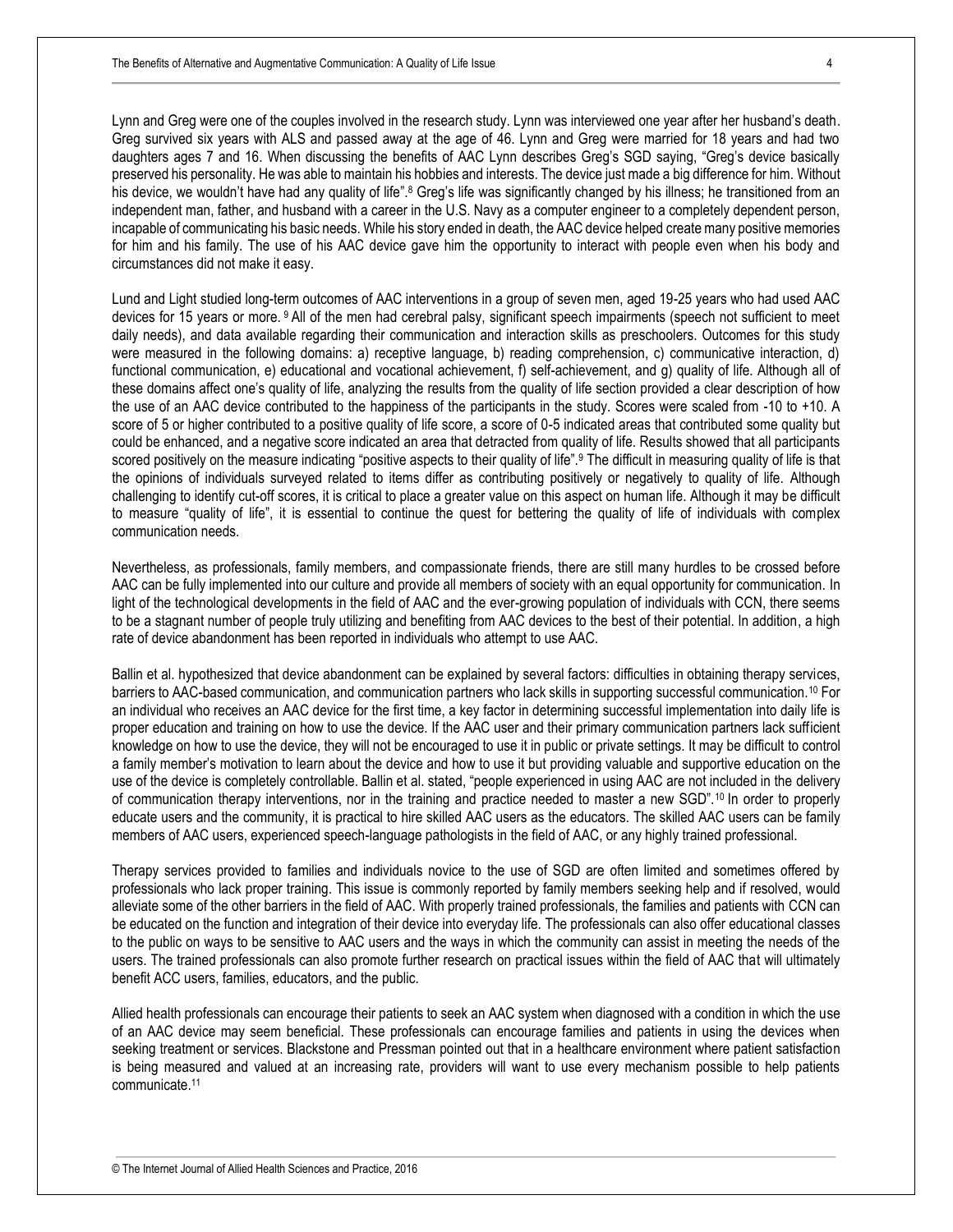Lynn and Greg were one of the couples involved in the research study. Lynn was interviewed one year after her husband's death. Greg survived six years with ALS and passed away at the age of 46. Lynn and Greg were married for 18 years and had two daughters ages 7 and 16. When discussing the benefits of AAC Lynn describes Greg's SGD saying, "Greg's device basically preserved his personality. He was able to maintain his hobbies and interests. The device just made a big difference for him. Without his device, we wouldn't have had any quality of life".[8] Greg's life was significantly changed by his illness; he transitioned from an independent man, father, and husband with a career in the U.S. Navy as a computer engineer to a completely dependent person, incapable of communicating his basic needs. While his story ended in death, the AAC device helped create many positive memories for him and his family. The use of his AAC device gave him the opportunity to interact with people even when his body and circumstances did not make it easy.

Lund and Light studied long-term outcomes of AAC interventions in a group of seven men, aged 19-25 years who had used AAC devices for 15 years or more.[9] All of the men had cerebral palsy, significant speech impairments (speech not sufficient to meet daily needs), and data available regarding their communication and interaction skills as preschoolers. Outcomes for this study were measured in the following domains: a) receptive language, b) reading comprehension, c) communicative interaction, d) functional communication, e) educational and vocational achievement, f) self-achievement, and g) quality of life. Although all of these domains affect one's quality of life, analyzing the results from the quality of life section provided a clear description of how the use of an AAC device contributed to the happiness of the participants in the study. Scores were scaled from -10 to +10. A score of 5 or higher contributed to a positive quality of life score, a score of 0-5 indicated areas that contributed some quality but could be enhanced, and a negative score indicated an area that detracted from quality of life. Results showed that all participants scored positively on the measure indicating "positive aspects to their quality of life".[9] The difficult in measuring quality of life is that the opinions of individuals surveyed related to items differ as contributing positively or negatively to quality of life. Although challenging to identify cut-off scores, it is critical to place a greater value on this aspect on human life. Although it may be difficult to measure "quality of life", it is essential to continue the quest for bettering the quality of life of individuals with complex communication needs.

Nevertheless, as professionals, family members, and compassionate friends, there are still many hurdles to be crossed before AAC can be fully implemented into our culture and provide all members of society with an equal opportunity for communication. In light of the technological developments in the field of AAC and the ever-growing population of individuals with CCN, there seems to be a stagnant number of people truly utilizing and benefiting from AAC devices to the best of their potential. In addition, a high rate of device abandonment has been reported in individuals who attempt to use AAC.

Ballin et al. hypothesized that device abandonment can be explained by several factors: difficulties in obtaining therapy services, barriers to AAC-based communication, and communication partners who lack skills in supporting successful communication.[10] For an individual who receives an AAC device for the first time, a key factor in determining successful implementation into daily life is proper education and training on how to use the device. If the AAC user and their primary communication partners lack sufficient knowledge on how to use the device, they will not be encouraged to use it in public or private settings. It may be difficult to control a family member's motivation to learn about the device and how to use it but providing valuable and supportive education on the use of the device is completely controllable. Ballin et al. stated, "people experienced in using AAC are not included in the delivery of communication therapy interventions, nor in the training and practice needed to master a new SGD".[10] In order to properly educate users and the community, it is practical to hire skilled AAC users as the educators. The skilled AAC users can be family members of AAC users, experienced speech-language pathologists in the field of AAC, or any highly trained professional.

Therapy services provided to families and individuals novice to the use of SGD are often limited and sometimes offered by professionals who lack proper training. This issue is commonly reported by family members seeking help and if resolved, would alleviate some of the other barriers in the field of AAC. With properly trained professionals, the families and patients with CCN can be educated on the function and integration of their device into everyday life. The professionals can also offer educational classes to the public on ways to be sensitive to AAC users and the ways in which the community can assist in meeting the needs of the users. The trained professionals can also promote further research on practical issues within the field of AAC that will ultimately benefit ACC users, families, educators, and the public.

Allied health professionals can encourage their patients to seek an AAC system when diagnosed with a condition in which the use of an AAC device may seem beneficial. These professionals can encourage families and patients in using the devices when seeking treatment or services. Blackstone and Pressman pointed out that in a healthcare environment where patient satisfaction is being measured and valued at an increasing rate, providers will want to use every mechanism possible to help patients communicate.[11]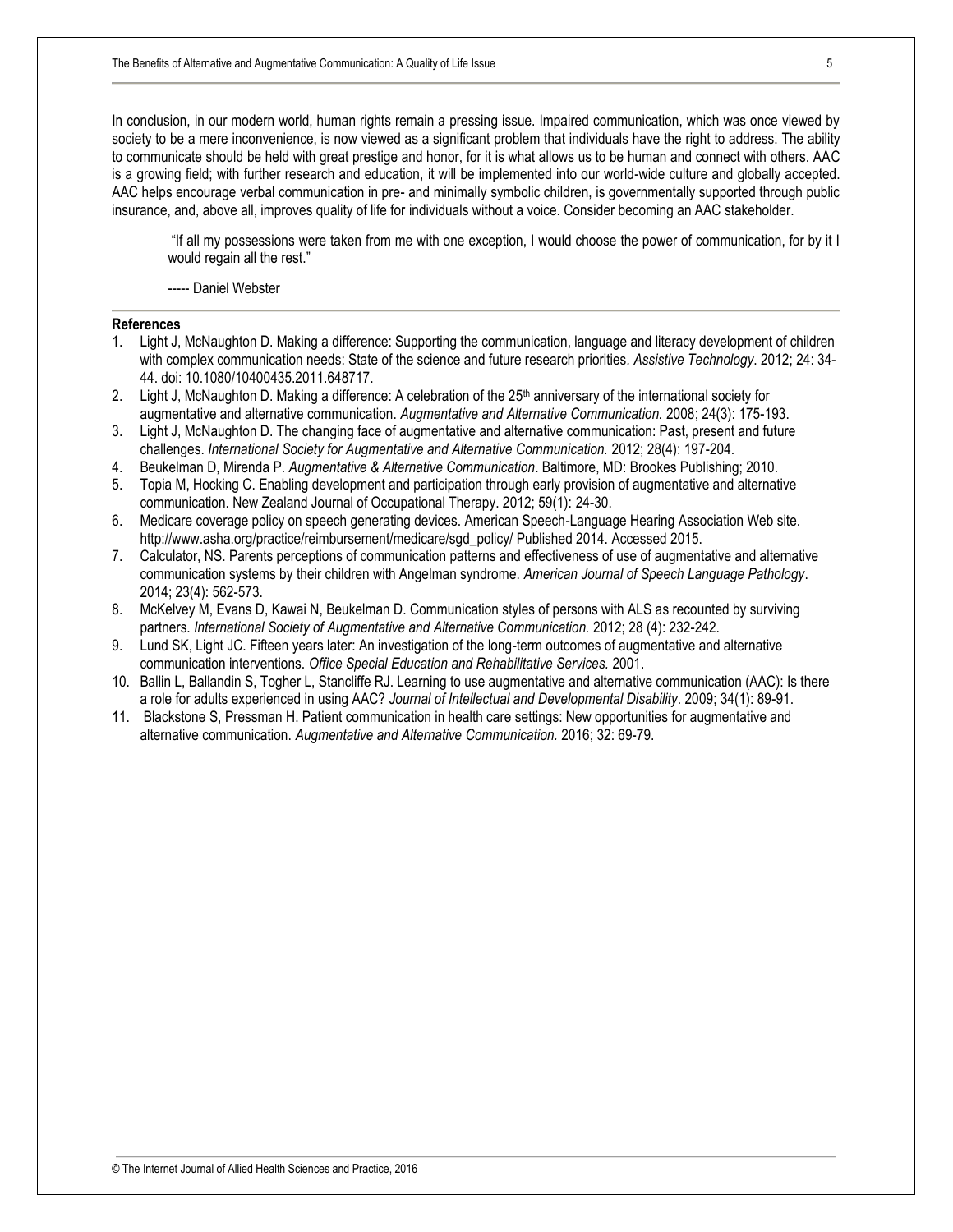In conclusion, in our modern world, human rights remain a pressing issue. Impaired communication, which was once viewed by society to be a mere inconvenience, is now viewed as a significant problem that individuals have the right to address. The ability to communicate should be held with great prestige and honor, for it is what allows us to be human and connect with others. AAC is a growing field; with further research and education, it will be implemented into our world-wide culture and globally accepted. AAC helps encourage verbal communication in pre- and minimally symbolic children, is governmentally supported through public insurance, and, above all, improves quality of life for individuals without a voice. Consider becoming an AAC stakeholder.

> "If all my possessions were taken from me with one exception, I would choose the power of communication, for by it I would regain all the rest."
>
> ----- Daniel Webster

## References

1. Light J, McNaughton D. Making a difference: Supporting the communication, language and literacy development of children with complex communication needs: State of the science and future research priorities. *Assistive Technology*. 2012; 24: 34-44. doi: 10.1080/10400435.2011.648717.
2. Light J, McNaughton D. Making a difference: A celebration of the 25th anniversary of the international society for augmentative and alternative communication. *Augmentative and Alternative Communication.* 2008; 24(3): 175-193.
3. Light J, McNaughton D. The changing face of augmentative and alternative communication: Past, present and future challenges. *International Society for Augmentative and Alternative Communication.* 2012; 28(4): 197-204.
4. Beukelman D, Mirenda P. *Augmentative & Alternative Communication*. Baltimore, MD: Brookes Publishing; 2010.
5. Topia M, Hocking C. Enabling development and participation through early provision of augmentative and alternative communication. New Zealand Journal of Occupational Therapy. 2012; 59(1): 24-30.
6. Medicare coverage policy on speech generating devices. American Speech-Language Hearing Association Web site. http://www.asha.org/practice/reimbursement/medicare/sgd_policy/ Published 2014. Accessed 2015.
7. Calculator, NS. Parents perceptions of communication patterns and effectiveness of use of augmentative and alternative communication systems by their children with Angelman syndrome. *American Journal of Speech Language Pathology*. 2014; 23(4): 562-573.
8. McKelvey M, Evans D, Kawai N, Beukelman D. Communication styles of persons with ALS as recounted by surviving partners. *International Society of Augmentative and Alternative Communication.* 2012; 28 (4): 232-242.
9. Lund SK, Light JC. Fifteen years later: An investigation of the long-term outcomes of augmentative and alternative communication interventions. *Office Special Education and Rehabilitative Services.* 2001.
10. Ballin L, Ballandin S, Togher L, Stancliffe RJ. Learning to use augmentative and alternative communication (AAC): Is there a role for adults experienced in using AAC? *Journal of Intellectual and Developmental Disability*. 2009; 34(1): 89-91.
11. Blackstone S, Pressman H. Patient communication in health care settings: New opportunities for augmentative and alternative communication. *Augmentative and Alternative Communication.* 2016; 32: 69-79.